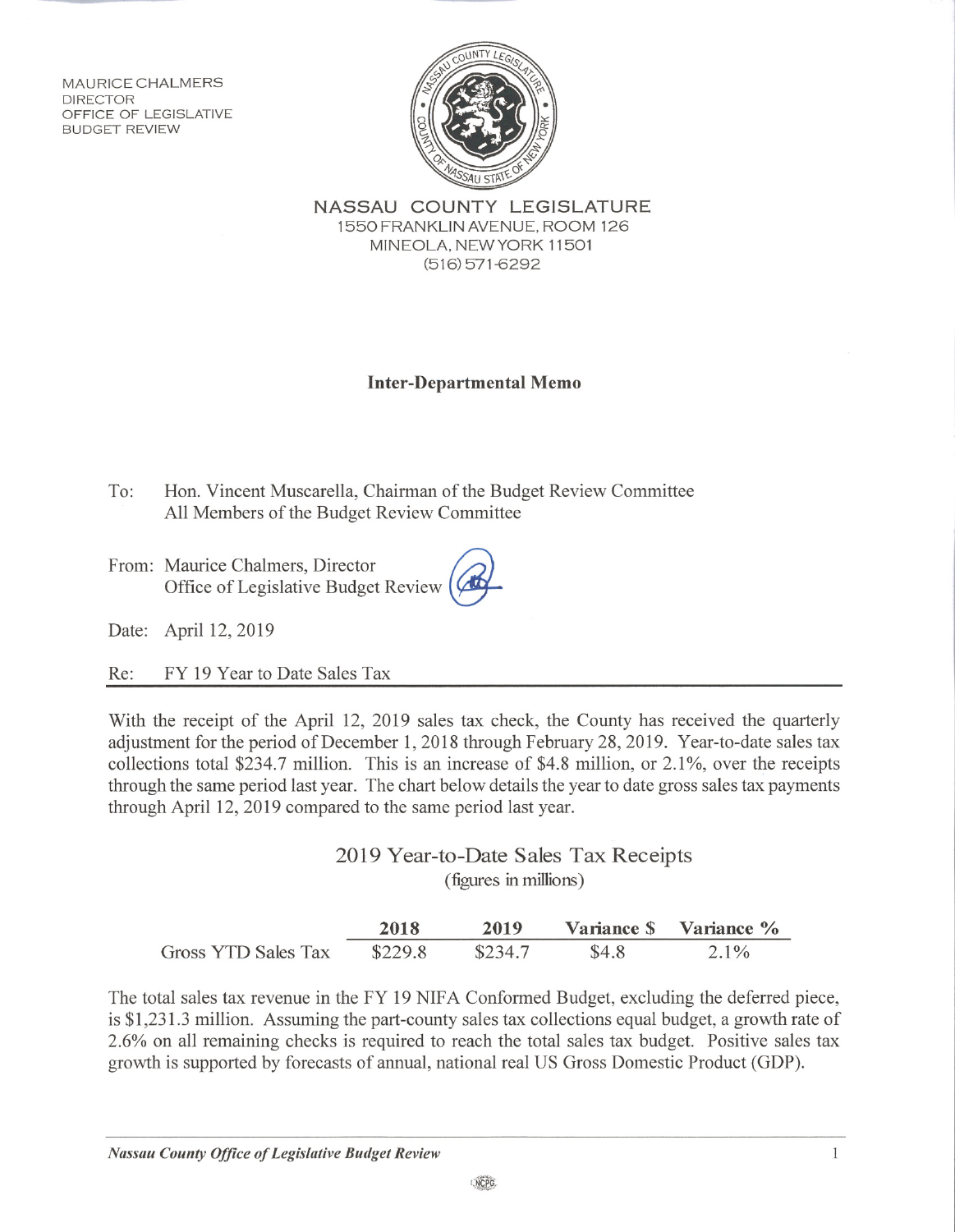MAURICE CHALMERS
DIRECTOR
OFFICE OF LEGISLATIVE
BUDGET REVIEW

**NASSAU COUNTY LEGISLATURE**
1550 FRANKLIN AVENUE, ROOM 126
MINEOLA, NEW YORK 11501
(516) 571-6292

## Inter-Departmental Memo

To: Hon. Vincent Muscarella, Chairman of the Budget Review Committee
All Members of the Budget Review Committee

From: Maurice Chalmers, Director
Office of Legislative Budget Review

Date: April 12, 2019

Re: FY 19 Year to Date Sales Tax

With the receipt of the April 12, 2019 sales tax check, the County has received the quarterly adjustment for the period of December 1, 2018 through February 28, 2019. Year-to-date sales tax collections total $234.7 million. This is an increase of $4.8 million, or 2.1%, over the receipts through the same period last year. The chart below details the year to date gross sales tax payments through April 12, 2019 compared to the same period last year.

### 2019 Year-to-Date Sales Tax Receipts
(figures in millions)

| | **2018** | **2019** | **Variance $** | **Variance %** |
|---|---|---|---|---|
| Gross YTD Sales Tax | $229.8 | $234.7 | $4.8 | 2.1% |

The total sales tax revenue in the FY 19 NIFA Conformed Budget, excluding the deferred piece, is $1,231.3 million. Assuming the part-county sales tax collections equal budget, a growth rate of 2.6% on all remaining checks is required to reach the total sales tax budget. Positive sales tax growth is supported by forecasts of annual, national real US Gross Domestic Product (GDP).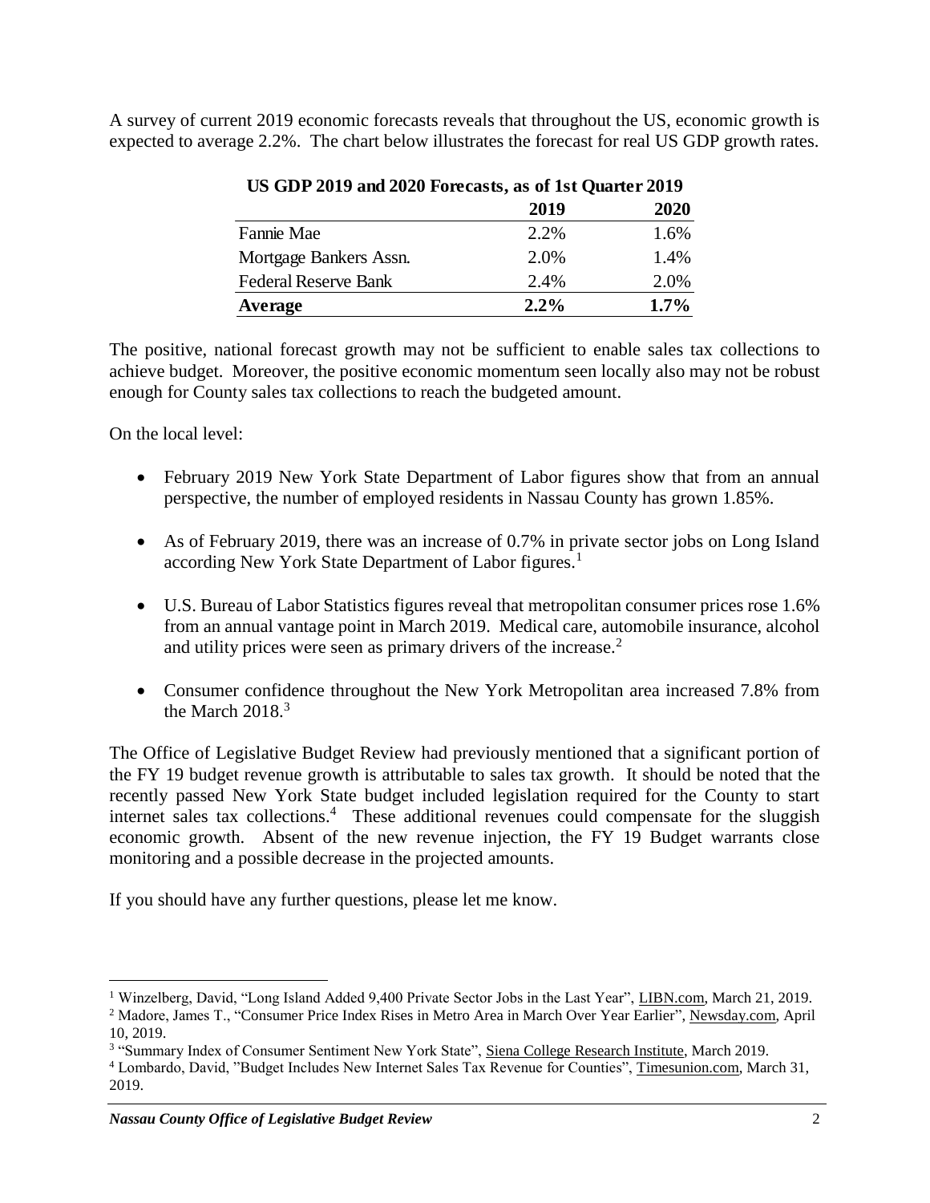A survey of current 2019 economic forecasts reveals that throughout the US, economic growth is expected to average 2.2%. The chart below illustrates the forecast for real US GDP growth rates.

**US GDP 2019 and 2020 Forecasts, as of 1st Quarter 2019**

| | 2019 | 2020 |
|---|---|---|
| Fannie Mae | 2.2% | 1.6% |
| Mortgage Bankers Assn. | 2.0% | 1.4% |
| Federal Reserve Bank | 2.4% | 2.0% |
| **Average** | **2.2%** | **1.7%** |

The positive, national forecast growth may not be sufficient to enable sales tax collections to achieve budget. Moreover, the positive economic momentum seen locally also may not be robust enough for County sales tax collections to reach the budgeted amount.

On the local level:

- February 2019 New York State Department of Labor figures show that from an annual perspective, the number of employed residents in Nassau County has grown 1.85%.
- As of February 2019, there was an increase of 0.7% in private sector jobs on Long Island according New York State Department of Labor figures.[1]
- U.S. Bureau of Labor Statistics figures reveal that metropolitan consumer prices rose 1.6% from an annual vantage point in March 2019. Medical care, automobile insurance, alcohol and utility prices were seen as primary drivers of the increase.[2]
- Consumer confidence throughout the New York Metropolitan area increased 7.8% from the March 2018.[3]

The Office of Legislative Budget Review had previously mentioned that a significant portion of the FY 19 budget revenue growth is attributable to sales tax growth. It should be noted that the recently passed New York State budget included legislation required for the County to start internet sales tax collections.[4] These additional revenues could compensate for the sluggish economic growth. Absent of the new revenue injection, the FY 19 Budget warrants close monitoring and a possible decrease in the projected amounts.

If you should have any further questions, please let me know.

---

[1] Winzelberg, David, "Long Island Added 9,400 Private Sector Jobs in the Last Year", LIBN.com, March 21, 2019.

[2] Madore, James T., "Consumer Price Index Rises in Metro Area in March Over Year Earlier", Newsday.com, April 10, 2019.

[3] "Summary Index of Consumer Sentiment New York State", Siena College Research Institute, March 2019.

[4] Lombardo, David, "Budget Includes New Internet Sales Tax Revenue for Counties", Timesunion.com, March 31, 2019.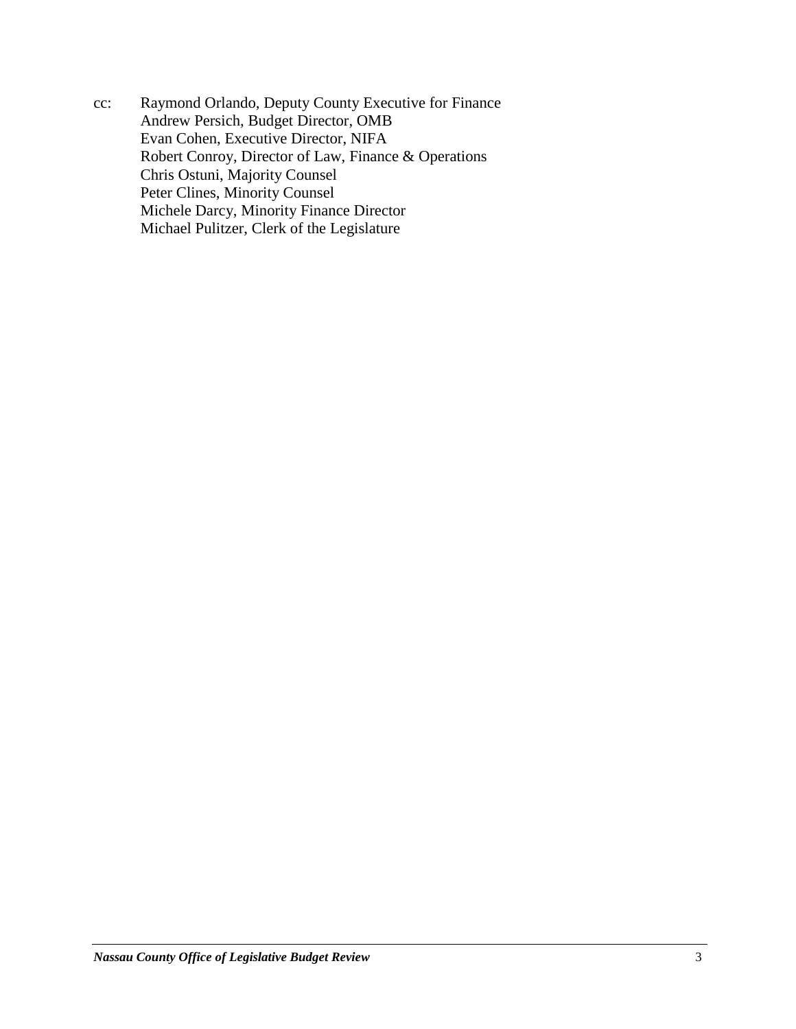cc: Raymond Orlando, Deputy County Executive for Finance
Andrew Persich, Budget Director, OMB
Evan Cohen, Executive Director, NIFA
Robert Conroy, Director of Law, Finance & Operations
Chris Ostuni, Majority Counsel
Peter Clines, Minority Counsel
Michele Darcy, Minority Finance Director
Michael Pulitzer, Clerk of the Legislature